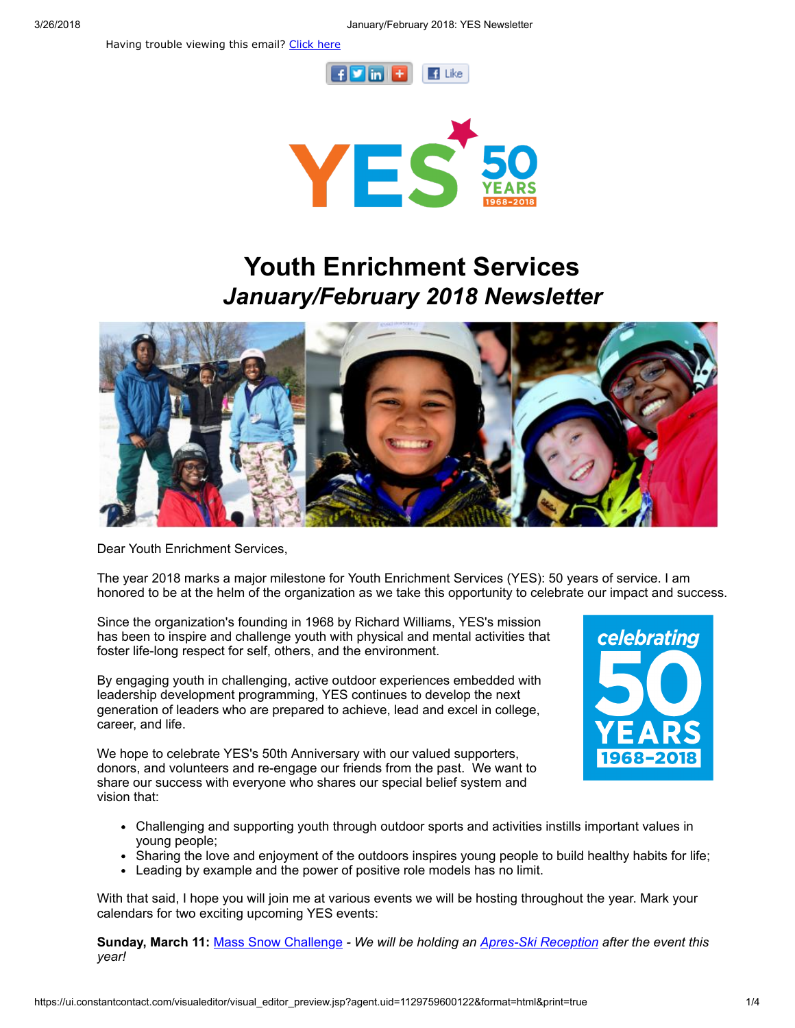Having trouble viewing this email? Click here

# Youth Enrichment Services
## *January/February 2018 Newsletter*

Dear Youth Enrichment Services,

The year 2018 marks a major milestone for Youth Enrichment Services (YES): 50 years of service. I am honored to be at the helm of the organization as we take this opportunity to celebrate our impact and success.

Since the organization's founding in 1968 by Richard Williams, YES's mission has been to inspire and challenge youth with physical and mental activities that foster life-long respect for self, others, and the environment.

By engaging youth in challenging, active outdoor experiences embedded with leadership development programming, YES continues to develop the next generation of leaders who are prepared to achieve, lead and excel in college, career, and life.

We hope to celebrate YES's 50th Anniversary with our valued supporters, donors, and volunteers and re-engage our friends from the past. We want to share our success with everyone who shares our special belief system and vision that:

- Challenging and supporting youth through outdoor sports and activities instills important values in young people;
- Sharing the love and enjoyment of the outdoors inspires young people to build healthy habits for life;
- Leading by example and the power of positive role models has no limit.

With that said, I hope you will join me at various events we will be hosting throughout the year. Mark your calendars for two exciting upcoming YES events:

**Sunday, March 11:** Mass Snow Challenge - *We will be holding an Apres-Ski Reception after the event this year!*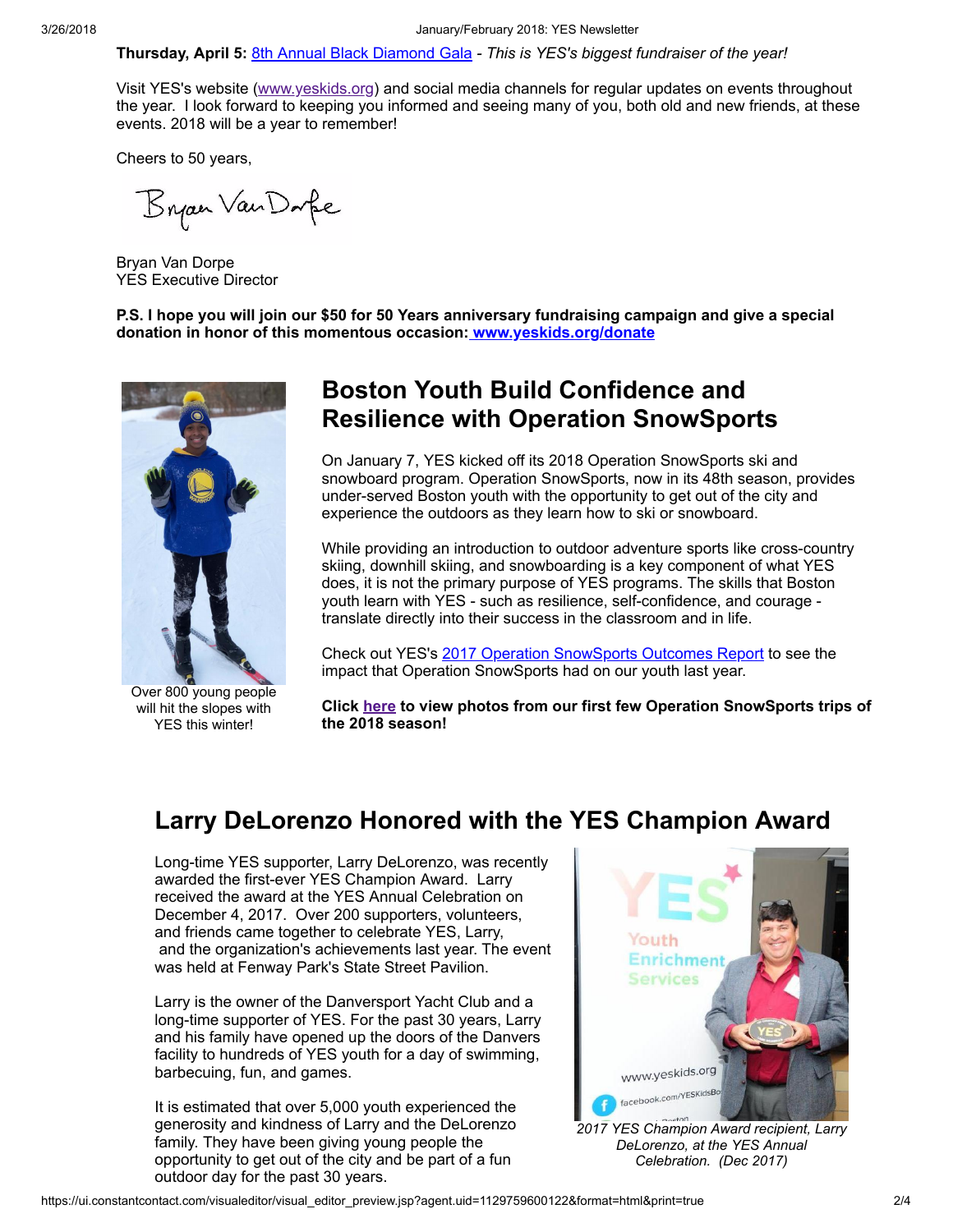**Thursday, April 5:** 8th Annual Black Diamond Gala - *This is YES's biggest fundraiser of the year!*

Visit YES's website (www.yeskids.org) and social media channels for regular updates on events throughout the year. I look forward to keeping you informed and seeing many of you, both old and new friends, at these events. 2018 will be a year to remember!

Cheers to 50 years,

Bryan Van Dorpe
YES Executive Director

**P.S. I hope you will join our $50 for 50 Years anniversary fundraising campaign and give a special donation in honor of this momentous occasion: www.yeskids.org/donate**

## Boston Youth Build Confidence and Resilience with Operation SnowSports

Over 800 young people will hit the slopes with YES this winter!

On January 7, YES kicked off its 2018 Operation SnowSports ski and snowboard program. Operation SnowSports, now in its 48th season, provides under-served Boston youth with the opportunity to get out of the city and experience the outdoors as they learn how to ski or snowboard.

While providing an introduction to outdoor adventure sports like cross-country skiing, downhill skiing, and snowboarding is a key component of what YES does, it is not the primary purpose of YES programs. The skills that Boston youth learn with YES - such as resilience, self-confidence, and courage - translate directly into their success in the classroom and in life.

Check out YES's 2017 Operation SnowSports Outcomes Report to see the impact that Operation SnowSports had on our youth last year.

**Click here to view photos from our first few Operation SnowSports trips of the 2018 season!**

## Larry DeLorenzo Honored with the YES Champion Award

Long-time YES supporter, Larry DeLorenzo, was recently awarded the first-ever YES Champion Award. Larry received the award at the YES Annual Celebration on December 4, 2017. Over 200 supporters, volunteers, and friends came together to celebrate YES, Larry, and the organization's achievements last year. The event was held at Fenway Park's State Street Pavilion.

Larry is the owner of the Danversport Yacht Club and a long-time supporter of YES. For the past 30 years, Larry and his family have opened up the doors of the Danvers facility to hundreds of YES youth for a day of swimming, barbecuing, fun, and games.

It is estimated that over 5,000 youth experienced the generosity and kindness of Larry and the DeLorenzo family. They have been giving young people the opportunity to get out of the city and be part of a fun outdoor day for the past 30 years.

*2017 YES Champion Award recipient, Larry DeLorenzo, at the YES Annual Celebration. (Dec 2017)*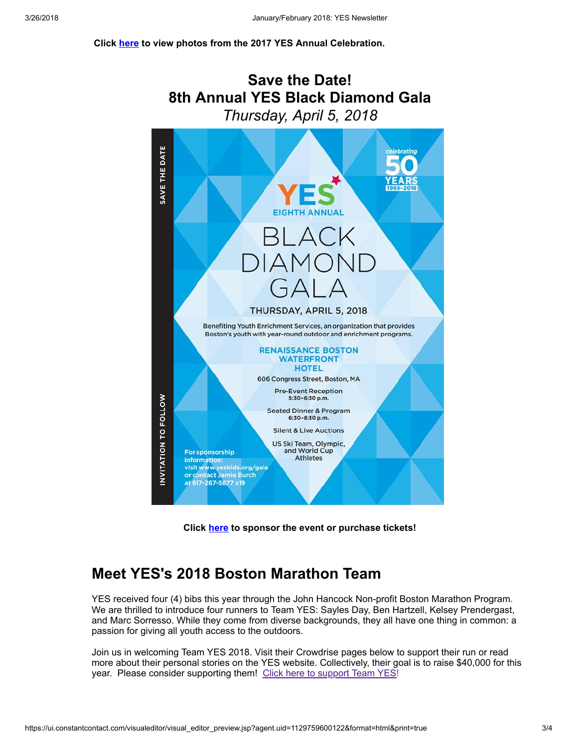**Click here to view photos from the 2017 YES Annual Celebration.**

## Save the Date!
## 8th Annual YES Black Diamond Gala
*Thursday, April 5, 2018*

SAVE THE DATE

celebrating 50 YEARS 1968–2018

YES

EIGHTH ANNUAL

BLACK DIAMOND GALA

THURSDAY, APRIL 5, 2018

Benefiting Youth Enrichment Services, an organization that provides Boston's youth with year-round outdoor and enrichment programs.

RENAISSANCE BOSTON WATERFRONT HOTEL

606 Congress Street, Boston, MA

Pre-Event Reception
5:30–6:30 p.m.

Seated Dinner & Program
6:30–8:30 p.m.

Silent & Live Auctions

US Ski Team, Olympic, and World Cup Athletes

For sponsorship information: visit www.yeskids.org/gala or contact Jamie Burch at 617-267-5877 x19

INVITATION TO FOLLOW

**Click here to sponsor the event or purchase tickets!**

# Meet YES's 2018 Boston Marathon Team

YES received four (4) bibs this year through the John Hancock Non-profit Boston Marathon Program. We are thrilled to introduce four runners to Team YES: Sayles Day, Ben Hartzell, Kelsey Prendergast, and Marc Sorresso. While they come from diverse backgrounds, they all have one thing in common: a passion for giving all youth access to the outdoors.

Join us in welcoming Team YES 2018. Visit their Crowdrise pages below to support their run or read more about their personal stories on the YES website. Collectively, their goal is to raise $40,000 for this year. Please consider supporting them! Click here to support Team YES!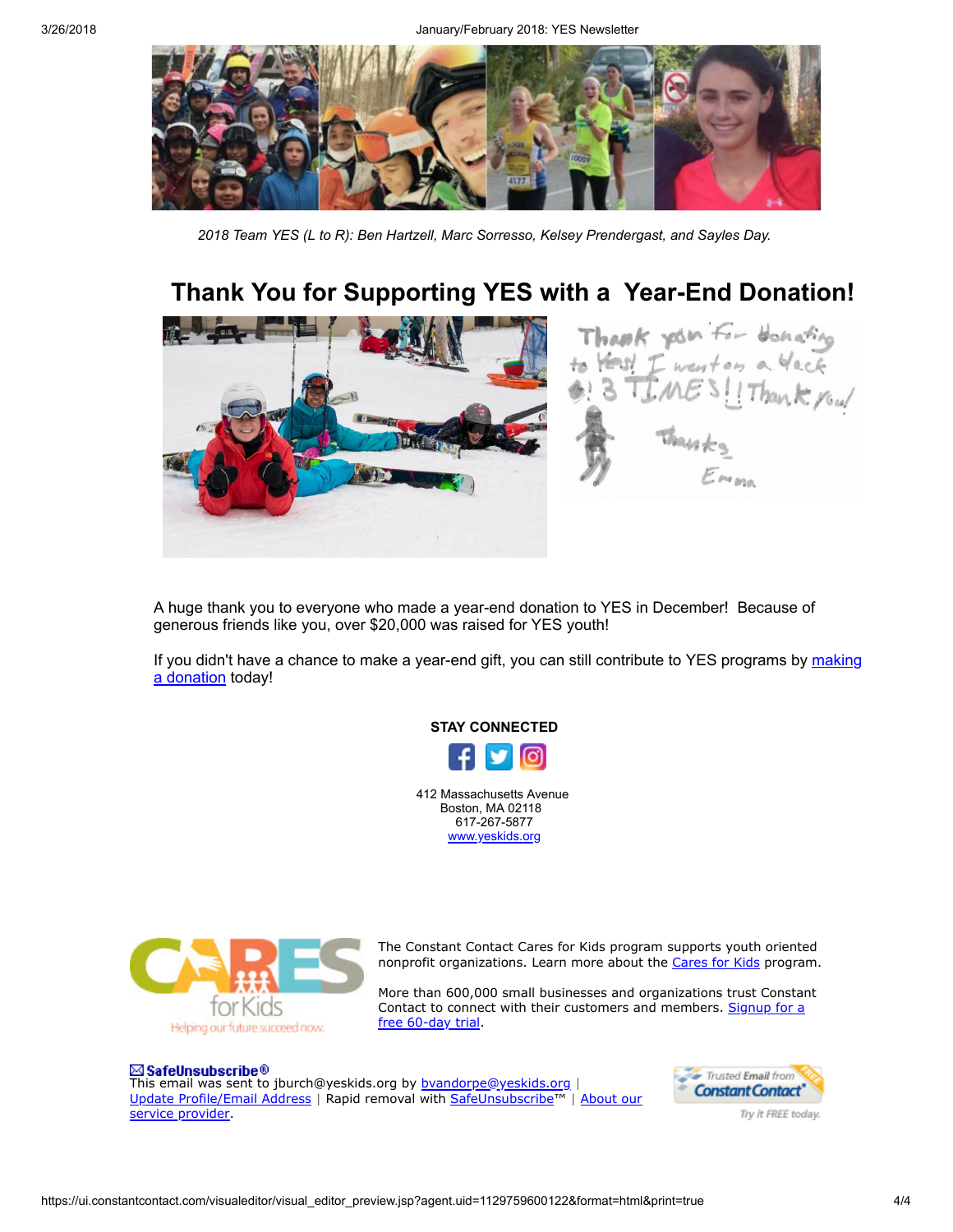*2018 Team YES (L to R): Ben Hartzell, Marc Sorresso, Kelsey Prendergast, and Sayles Day.*

## Thank You for Supporting YES with a Year-End Donation!

A huge thank you to everyone who made a year-end donation to YES in December! Because of generous friends like you, over $20,000 was raised for YES youth!

If you didn't have a chance to make a year-end gift, you can still contribute to YES programs by making a donation today!

**STAY CONNECTED**

412 Massachusetts Avenue
Boston, MA 02118
617-267-5877
www.yeskids.org

The Constant Contact Cares for Kids program supports youth oriented nonprofit organizations. Learn more about the Cares for Kids program.

More than 600,000 small businesses and organizations trust Constant Contact to connect with their customers and members. Signup for a free 60-day trial.

SafeUnsubscribe®
This email was sent to jburch@yeskids.org by bvandorpe@yeskids.org | Update Profile/Email Address | Rapid removal with SafeUnsubscribe™ | About our service provider.

Trusted Email from Constant Contact — Try it FREE today.